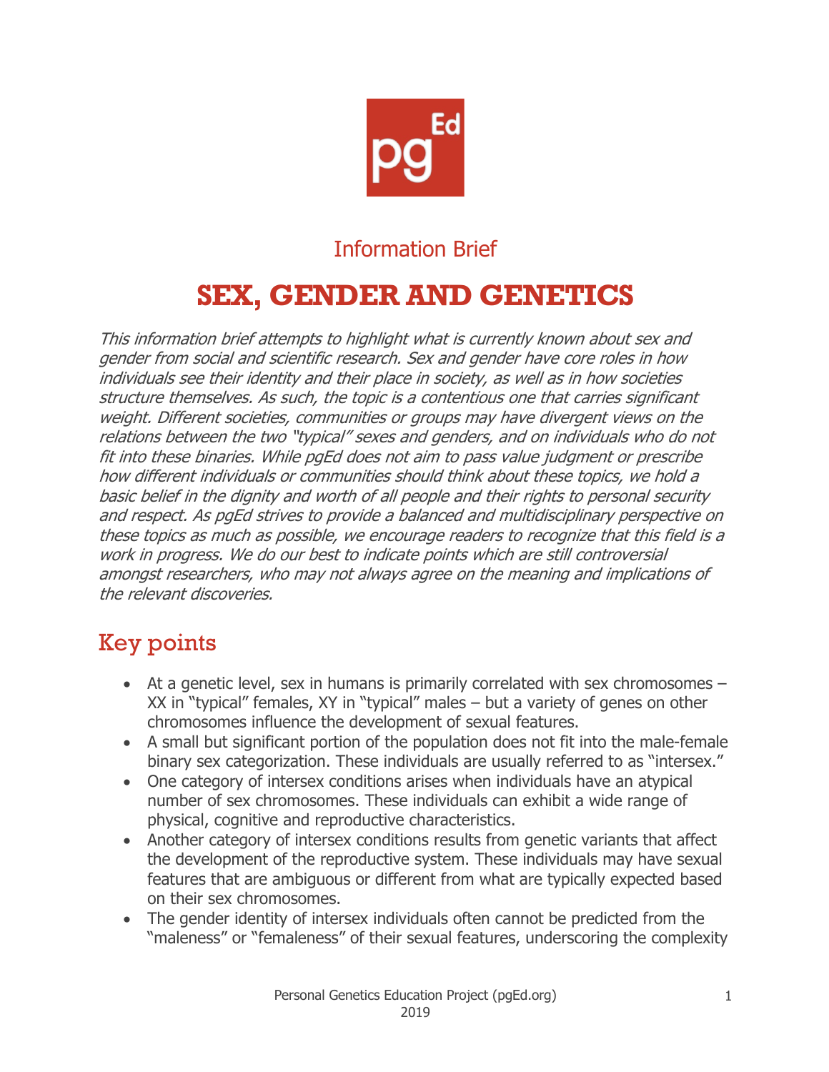Information Brief

# SEX, GENDER AND GENETICS

*This information brief attempts to highlight what is currently known about sex and gender from social and scientific research. Sex and gender have core roles in how individuals see their identity and their place in society, as well as in how societies structure themselves. As such, the topic is a contentious one that carries significant weight. Different societies, communities or groups may have divergent views on the relations between the two "typical" sexes and genders, and on individuals who do not fit into these binaries. While pgEd does not aim to pass value judgment or prescribe how different individuals or communities should think about these topics, we hold a basic belief in the dignity and worth of all people and their rights to personal security and respect. As pgEd strives to provide a balanced and multidisciplinary perspective on these topics as much as possible, we encourage readers to recognize that this field is a work in progress. We do our best to indicate points which are still controversial amongst researchers, who may not always agree on the meaning and implications of the relevant discoveries.*

## Key points

- At a genetic level, sex in humans is primarily correlated with sex chromosomes – XX in "typical" females, XY in "typical" males – but a variety of genes on other chromosomes influence the development of sexual features.
- A small but significant portion of the population does not fit into the male-female binary sex categorization. These individuals are usually referred to as "intersex."
- One category of intersex conditions arises when individuals have an atypical number of sex chromosomes. These individuals can exhibit a wide range of physical, cognitive and reproductive characteristics.
- Another category of intersex conditions results from genetic variants that affect the development of the reproductive system. These individuals may have sexual features that are ambiguous or different from what are typically expected based on their sex chromosomes.
- The gender identity of intersex individuals often cannot be predicted from the "maleness" or "femaleness" of their sexual features, underscoring the complexity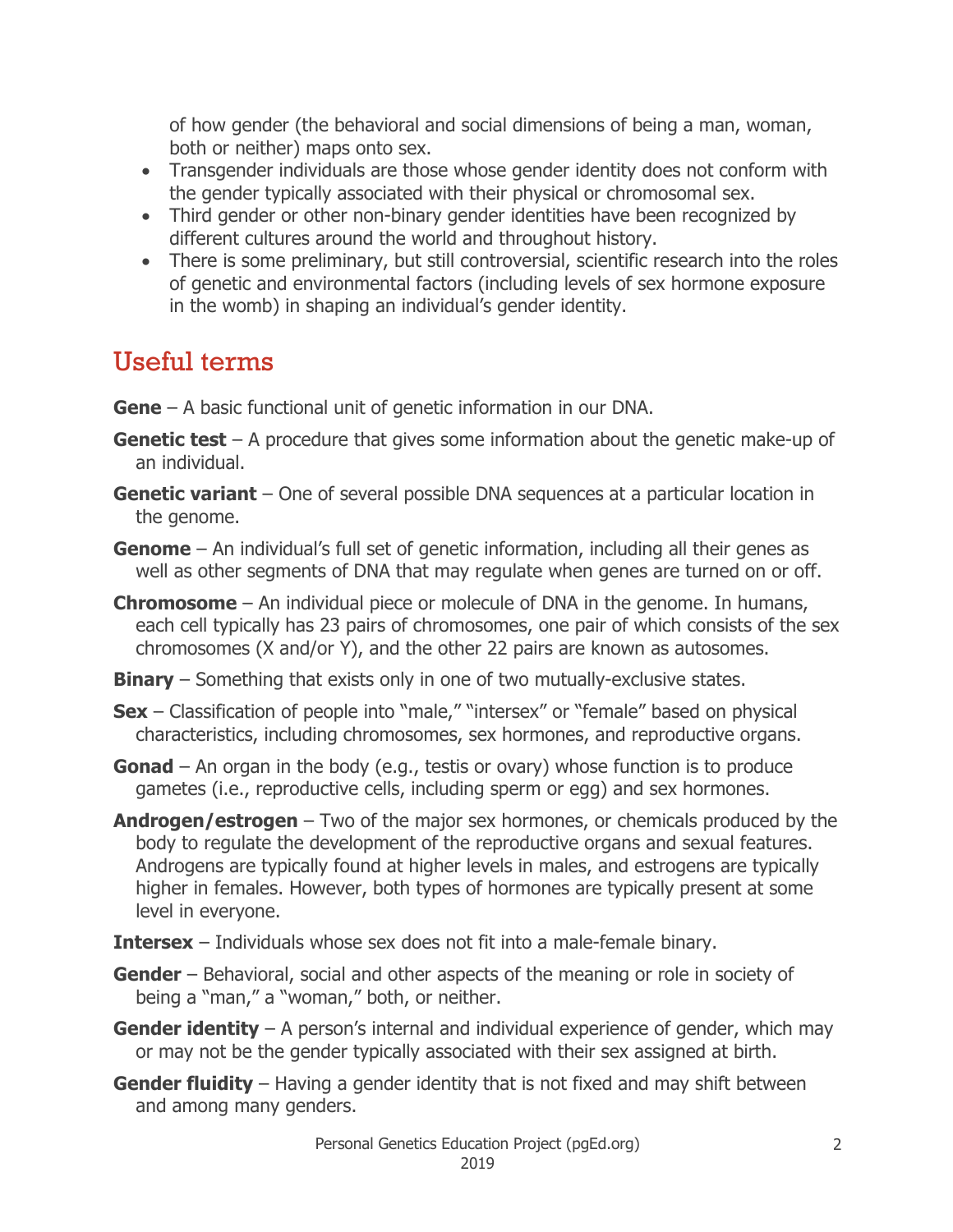of how gender (the behavioral and social dimensions of being a man, woman, both or neither) maps onto sex.

- Transgender individuals are those whose gender identity does not conform with the gender typically associated with their physical or chromosomal sex.
- Third gender or other non-binary gender identities have been recognized by different cultures around the world and throughout history.
- There is some preliminary, but still controversial, scientific research into the roles of genetic and environmental factors (including levels of sex hormone exposure in the womb) in shaping an individual's gender identity.

## Useful terms

**Gene** – A basic functional unit of genetic information in our DNA.

**Genetic test** – A procedure that gives some information about the genetic make-up of an individual.

**Genetic variant** – One of several possible DNA sequences at a particular location in the genome.

**Genome** – An individual's full set of genetic information, including all their genes as well as other segments of DNA that may regulate when genes are turned on or off.

**Chromosome** – An individual piece or molecule of DNA in the genome. In humans, each cell typically has 23 pairs of chromosomes, one pair of which consists of the sex chromosomes (X and/or Y), and the other 22 pairs are known as autosomes.

**Binary** – Something that exists only in one of two mutually-exclusive states.

**Sex** – Classification of people into "male," "intersex" or "female" based on physical characteristics, including chromosomes, sex hormones, and reproductive organs.

**Gonad** – An organ in the body (e.g., testis or ovary) whose function is to produce gametes (i.e., reproductive cells, including sperm or egg) and sex hormones.

**Androgen/estrogen** – Two of the major sex hormones, or chemicals produced by the body to regulate the development of the reproductive organs and sexual features. Androgens are typically found at higher levels in males, and estrogens are typically higher in females. However, both types of hormones are typically present at some level in everyone.

**Intersex** – Individuals whose sex does not fit into a male-female binary.

**Gender** – Behavioral, social and other aspects of the meaning or role in society of being a "man," a "woman," both, or neither.

**Gender identity** – A person's internal and individual experience of gender, which may or may not be the gender typically associated with their sex assigned at birth.

**Gender fluidity** – Having a gender identity that is not fixed and may shift between and among many genders.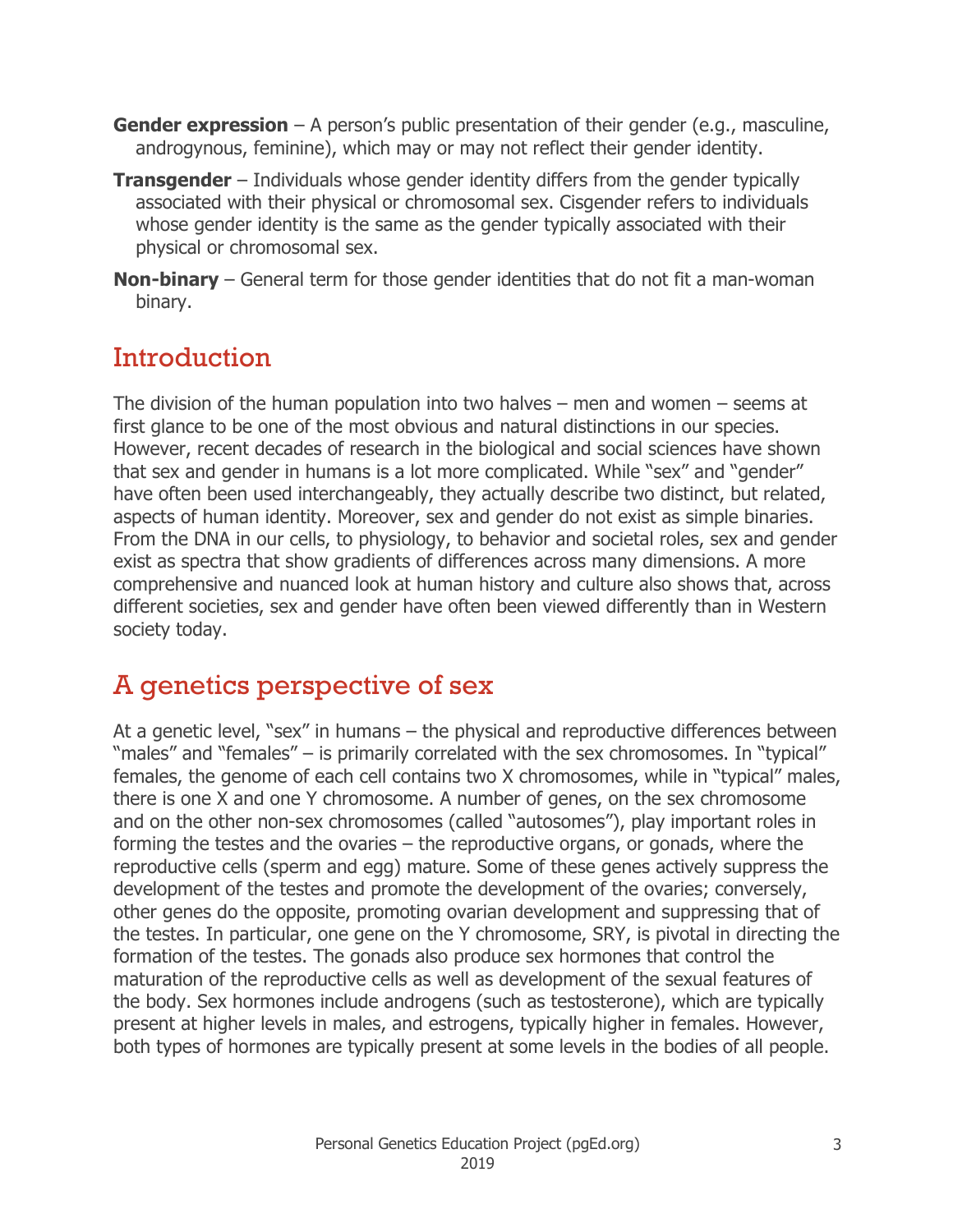**Gender expression** – A person's public presentation of their gender (e.g., masculine, androgynous, feminine), which may or may not reflect their gender identity.

**Transgender** – Individuals whose gender identity differs from the gender typically associated with their physical or chromosomal sex. Cisgender refers to individuals whose gender identity is the same as the gender typically associated with their physical or chromosomal sex.

**Non-binary** – General term for those gender identities that do not fit a man-woman binary.

## Introduction

The division of the human population into two halves – men and women – seems at first glance to be one of the most obvious and natural distinctions in our species. However, recent decades of research in the biological and social sciences have shown that sex and gender in humans is a lot more complicated. While "sex" and "gender" have often been used interchangeably, they actually describe two distinct, but related, aspects of human identity. Moreover, sex and gender do not exist as simple binaries. From the DNA in our cells, to physiology, to behavior and societal roles, sex and gender exist as spectra that show gradients of differences across many dimensions. A more comprehensive and nuanced look at human history and culture also shows that, across different societies, sex and gender have often been viewed differently than in Western society today.

## A genetics perspective of sex

At a genetic level, "sex" in humans – the physical and reproductive differences between "males" and "females" – is primarily correlated with the sex chromosomes. In "typical" females, the genome of each cell contains two X chromosomes, while in "typical" males, there is one X and one Y chromosome. A number of genes, on the sex chromosome and on the other non-sex chromosomes (called "autosomes"), play important roles in forming the testes and the ovaries – the reproductive organs, or gonads, where the reproductive cells (sperm and egg) mature. Some of these genes actively suppress the development of the testes and promote the development of the ovaries; conversely, other genes do the opposite, promoting ovarian development and suppressing that of the testes. In particular, one gene on the Y chromosome, SRY, is pivotal in directing the formation of the testes. The gonads also produce sex hormones that control the maturation of the reproductive cells as well as development of the sexual features of the body. Sex hormones include androgens (such as testosterone), which are typically present at higher levels in males, and estrogens, typically higher in females. However, both types of hormones are typically present at some levels in the bodies of all people.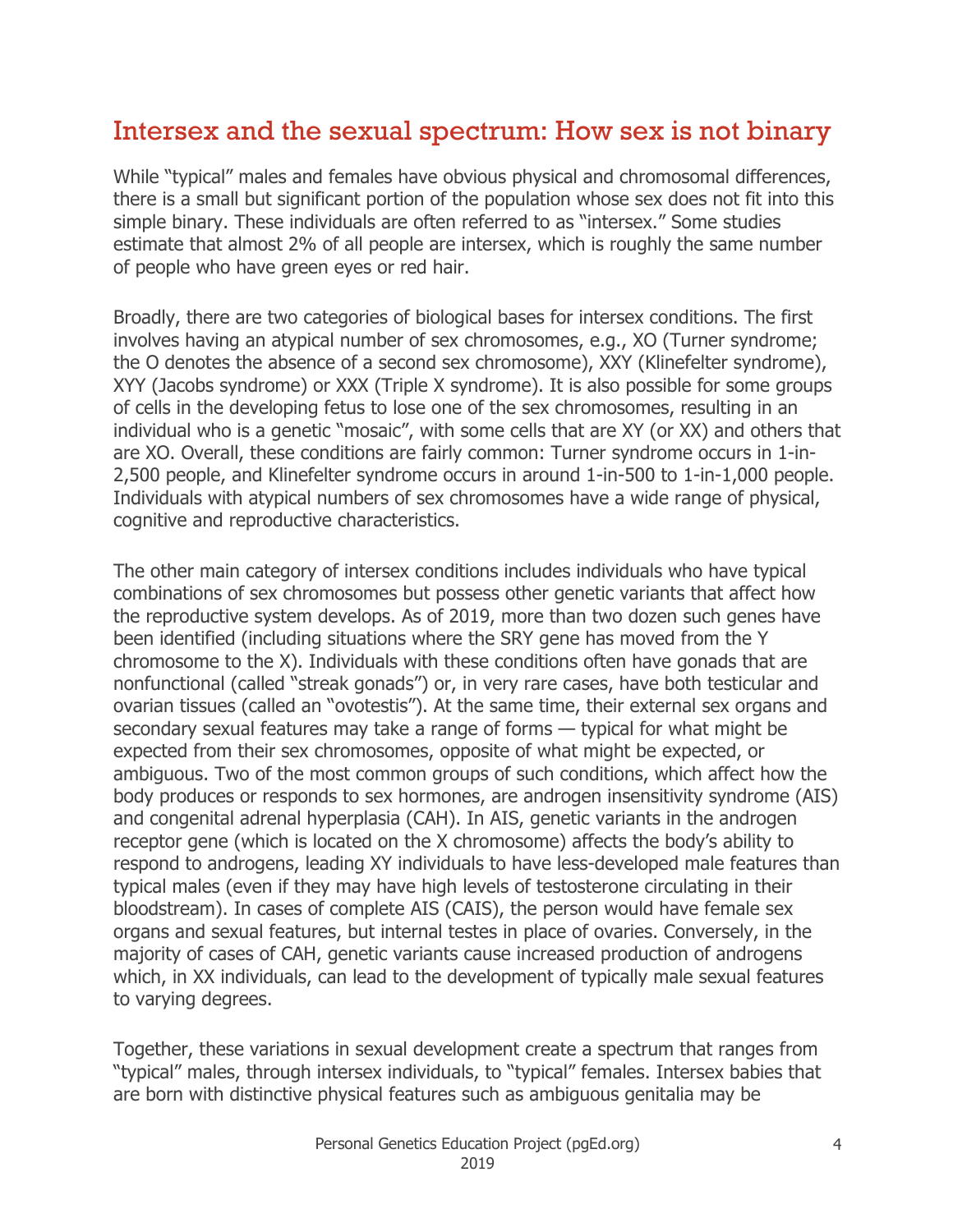## Intersex and the sexual spectrum: How sex is not binary

While "typical" males and females have obvious physical and chromosomal differences, there is a small but significant portion of the population whose sex does not fit into this simple binary. These individuals are often referred to as "intersex." Some studies estimate that almost 2% of all people are intersex, which is roughly the same number of people who have green eyes or red hair.

Broadly, there are two categories of biological bases for intersex conditions. The first involves having an atypical number of sex chromosomes, e.g., XO (Turner syndrome; the O denotes the absence of a second sex chromosome), XXY (Klinefelter syndrome), XYY (Jacobs syndrome) or XXX (Triple X syndrome). It is also possible for some groups of cells in the developing fetus to lose one of the sex chromosomes, resulting in an individual who is a genetic "mosaic", with some cells that are XY (or XX) and others that are XO. Overall, these conditions are fairly common: Turner syndrome occurs in 1-in-2,500 people, and Klinefelter syndrome occurs in around 1-in-500 to 1-in-1,000 people. Individuals with atypical numbers of sex chromosomes have a wide range of physical, cognitive and reproductive characteristics.

The other main category of intersex conditions includes individuals who have typical combinations of sex chromosomes but possess other genetic variants that affect how the reproductive system develops. As of 2019, more than two dozen such genes have been identified (including situations where the SRY gene has moved from the Y chromosome to the X). Individuals with these conditions often have gonads that are nonfunctional (called "streak gonads") or, in very rare cases, have both testicular and ovarian tissues (called an "ovotestis"). At the same time, their external sex organs and secondary sexual features may take a range of forms — typical for what might be expected from their sex chromosomes, opposite of what might be expected, or ambiguous. Two of the most common groups of such conditions, which affect how the body produces or responds to sex hormones, are androgen insensitivity syndrome (AIS) and congenital adrenal hyperplasia (CAH). In AIS, genetic variants in the androgen receptor gene (which is located on the X chromosome) affects the body's ability to respond to androgens, leading XY individuals to have less-developed male features than typical males (even if they may have high levels of testosterone circulating in their bloodstream). In cases of complete AIS (CAIS), the person would have female sex organs and sexual features, but internal testes in place of ovaries. Conversely, in the majority of cases of CAH, genetic variants cause increased production of androgens which, in XX individuals, can lead to the development of typically male sexual features to varying degrees.

Together, these variations in sexual development create a spectrum that ranges from "typical" males, through intersex individuals, to "typical" females. Intersex babies that are born with distinctive physical features such as ambiguous genitalia may be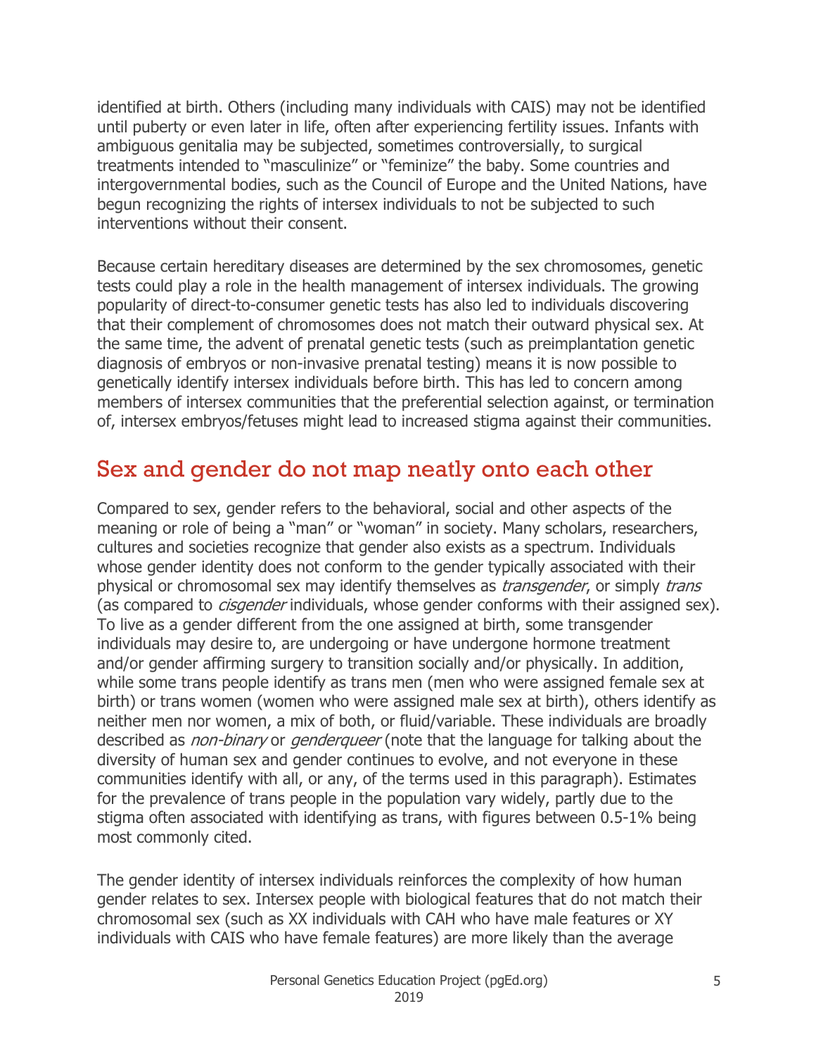identified at birth. Others (including many individuals with CAIS) may not be identified until puberty or even later in life, often after experiencing fertility issues. Infants with ambiguous genitalia may be subjected, sometimes controversially, to surgical treatments intended to "masculinize" or "feminize" the baby. Some countries and intergovernmental bodies, such as the Council of Europe and the United Nations, have begun recognizing the rights of intersex individuals to not be subjected to such interventions without their consent.

Because certain hereditary diseases are determined by the sex chromosomes, genetic tests could play a role in the health management of intersex individuals. The growing popularity of direct-to-consumer genetic tests has also led to individuals discovering that their complement of chromosomes does not match their outward physical sex. At the same time, the advent of prenatal genetic tests (such as preimplantation genetic diagnosis of embryos or non-invasive prenatal testing) means it is now possible to genetically identify intersex individuals before birth. This has led to concern among members of intersex communities that the preferential selection against, or termination of, intersex embryos/fetuses might lead to increased stigma against their communities.

## Sex and gender do not map neatly onto each other

Compared to sex, gender refers to the behavioral, social and other aspects of the meaning or role of being a "man" or "woman" in society. Many scholars, researchers, cultures and societies recognize that gender also exists as a spectrum. Individuals whose gender identity does not conform to the gender typically associated with their physical or chromosomal sex may identify themselves as *transgender*, or simply *trans* (as compared to *cisgender* individuals, whose gender conforms with their assigned sex). To live as a gender different from the one assigned at birth, some transgender individuals may desire to, are undergoing or have undergone hormone treatment and/or gender affirming surgery to transition socially and/or physically. In addition, while some trans people identify as trans men (men who were assigned female sex at birth) or trans women (women who were assigned male sex at birth), others identify as neither men nor women, a mix of both, or fluid/variable. These individuals are broadly described as *non-binary* or *genderqueer* (note that the language for talking about the diversity of human sex and gender continues to evolve, and not everyone in these communities identify with all, or any, of the terms used in this paragraph). Estimates for the prevalence of trans people in the population vary widely, partly due to the stigma often associated with identifying as trans, with figures between 0.5-1% being most commonly cited.

The gender identity of intersex individuals reinforces the complexity of how human gender relates to sex. Intersex people with biological features that do not match their chromosomal sex (such as XX individuals with CAH who have male features or XY individuals with CAIS who have female features) are more likely than the average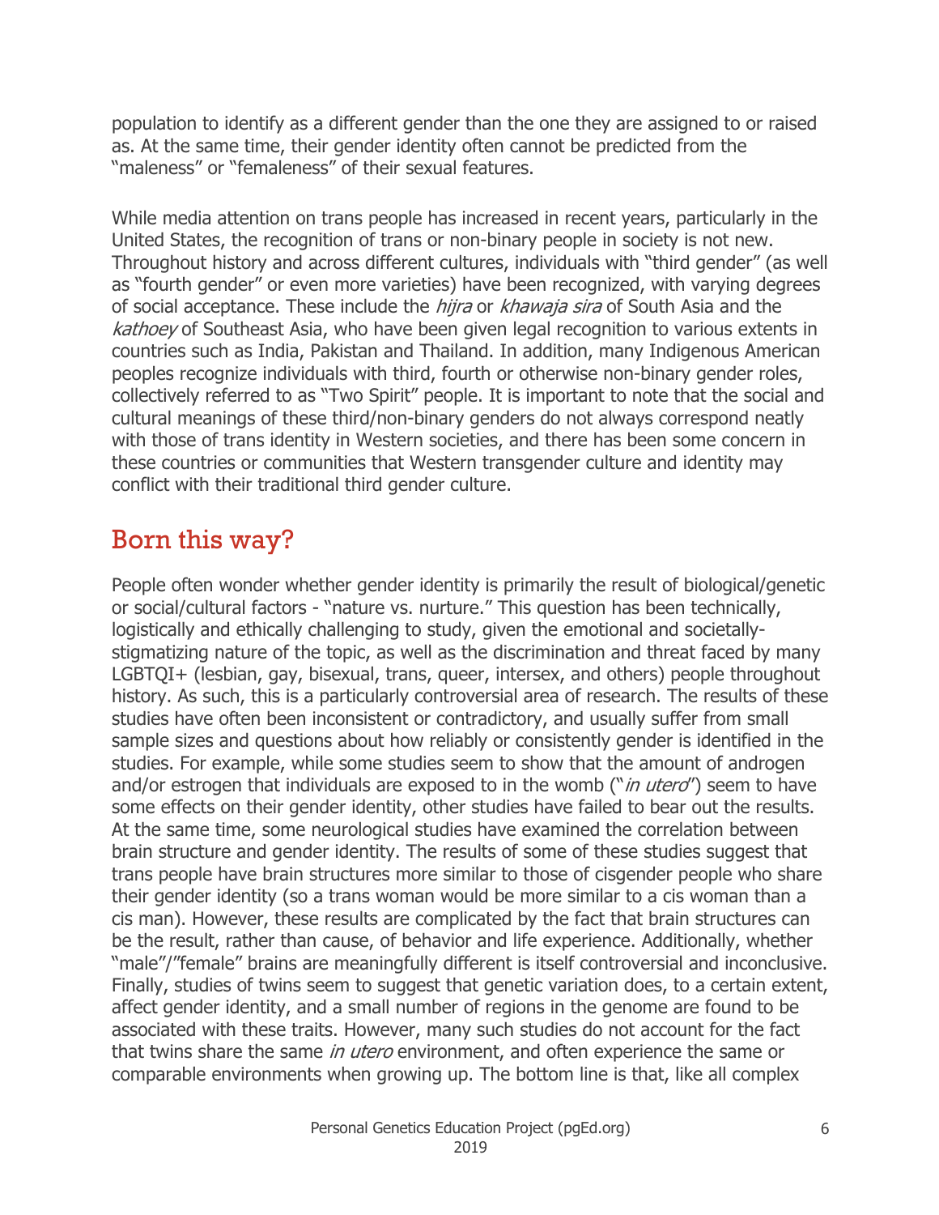population to identify as a different gender than the one they are assigned to or raised as. At the same time, their gender identity often cannot be predicted from the "maleness" or "femaleness" of their sexual features.

While media attention on trans people has increased in recent years, particularly in the United States, the recognition of trans or non-binary people in society is not new. Throughout history and across different cultures, individuals with "third gender" (as well as "fourth gender" or even more varieties) have been recognized, with varying degrees of social acceptance. These include the *hijra* or *khawaja sira* of South Asia and the *kathoey* of Southeast Asia, who have been given legal recognition to various extents in countries such as India, Pakistan and Thailand. In addition, many Indigenous American peoples recognize individuals with third, fourth or otherwise non-binary gender roles, collectively referred to as "Two Spirit" people. It is important to note that the social and cultural meanings of these third/non-binary genders do not always correspond neatly with those of trans identity in Western societies, and there has been some concern in these countries or communities that Western transgender culture and identity may conflict with their traditional third gender culture.

## Born this way?

People often wonder whether gender identity is primarily the result of biological/genetic or social/cultural factors - "nature vs. nurture." This question has been technically, logistically and ethically challenging to study, given the emotional and societally-stigmatizing nature of the topic, as well as the discrimination and threat faced by many LGBTQI+ (lesbian, gay, bisexual, trans, queer, intersex, and others) people throughout history. As such, this is a particularly controversial area of research. The results of these studies have often been inconsistent or contradictory, and usually suffer from small sample sizes and questions about how reliably or consistently gender is identified in the studies. For example, while some studies seem to show that the amount of androgen and/or estrogen that individuals are exposed to in the womb ("*in utero*") seem to have some effects on their gender identity, other studies have failed to bear out the results. At the same time, some neurological studies have examined the correlation between brain structure and gender identity. The results of some of these studies suggest that trans people have brain structures more similar to those of cisgender people who share their gender identity (so a trans woman would be more similar to a cis woman than a cis man). However, these results are complicated by the fact that brain structures can be the result, rather than cause, of behavior and life experience. Additionally, whether "male"/"female" brains are meaningfully different is itself controversial and inconclusive. Finally, studies of twins seem to suggest that genetic variation does, to a certain extent, affect gender identity, and a small number of regions in the genome are found to be associated with these traits. However, many such studies do not account for the fact that twins share the same *in utero* environment, and often experience the same or comparable environments when growing up. The bottom line is that, like all complex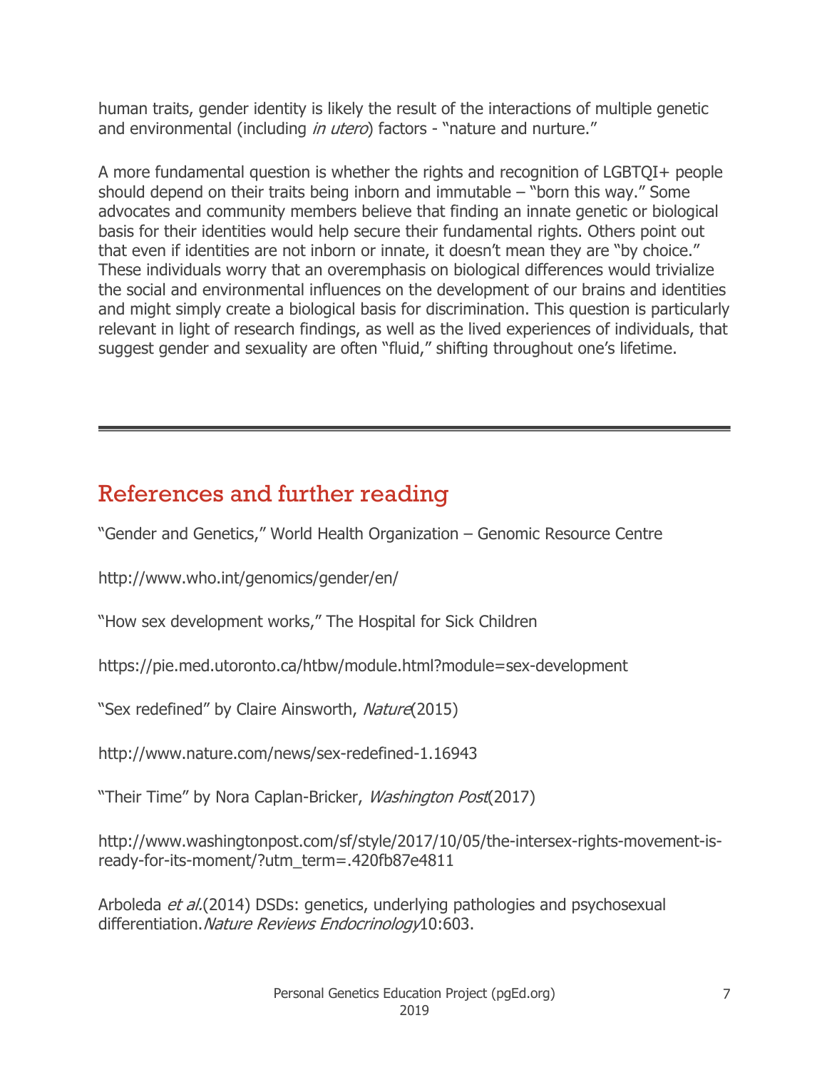human traits, gender identity is likely the result of the interactions of multiple genetic and environmental (including *in utero*) factors - "nature and nurture."

A more fundamental question is whether the rights and recognition of LGBTQI+ people should depend on their traits being inborn and immutable – "born this way." Some advocates and community members believe that finding an innate genetic or biological basis for their identities would help secure their fundamental rights. Others point out that even if identities are not inborn or innate, it doesn't mean they are "by choice." These individuals worry that an overemphasis on biological differences would trivialize the social and environmental influences on the development of our brains and identities and might simply create a biological basis for discrimination. This question is particularly relevant in light of research findings, as well as the lived experiences of individuals, that suggest gender and sexuality are often "fluid," shifting throughout one's lifetime.

---

## References and further reading

"Gender and Genetics," World Health Organization – Genomic Resource Centre

http://www.who.int/genomics/gender/en/

"How sex development works," The Hospital for Sick Children

https://pie.med.utoronto.ca/htbw/module.html?module=sex-development

"Sex redefined" by Claire Ainsworth, *Nature* (2015)

http://www.nature.com/news/sex-redefined-1.16943

"Their Time" by Nora Caplan-Bricker, *Washington Post* (2017)

http://www.washingtonpost.com/sf/style/2017/10/05/the-intersex-rights-movement-is-ready-for-its-moment/?utm_term=.420fb87e4811

Arboleda *et al.* (2014) DSDs: genetics, underlying pathologies and psychosexual differentiation. *Nature Reviews Endocrinology* 10:603.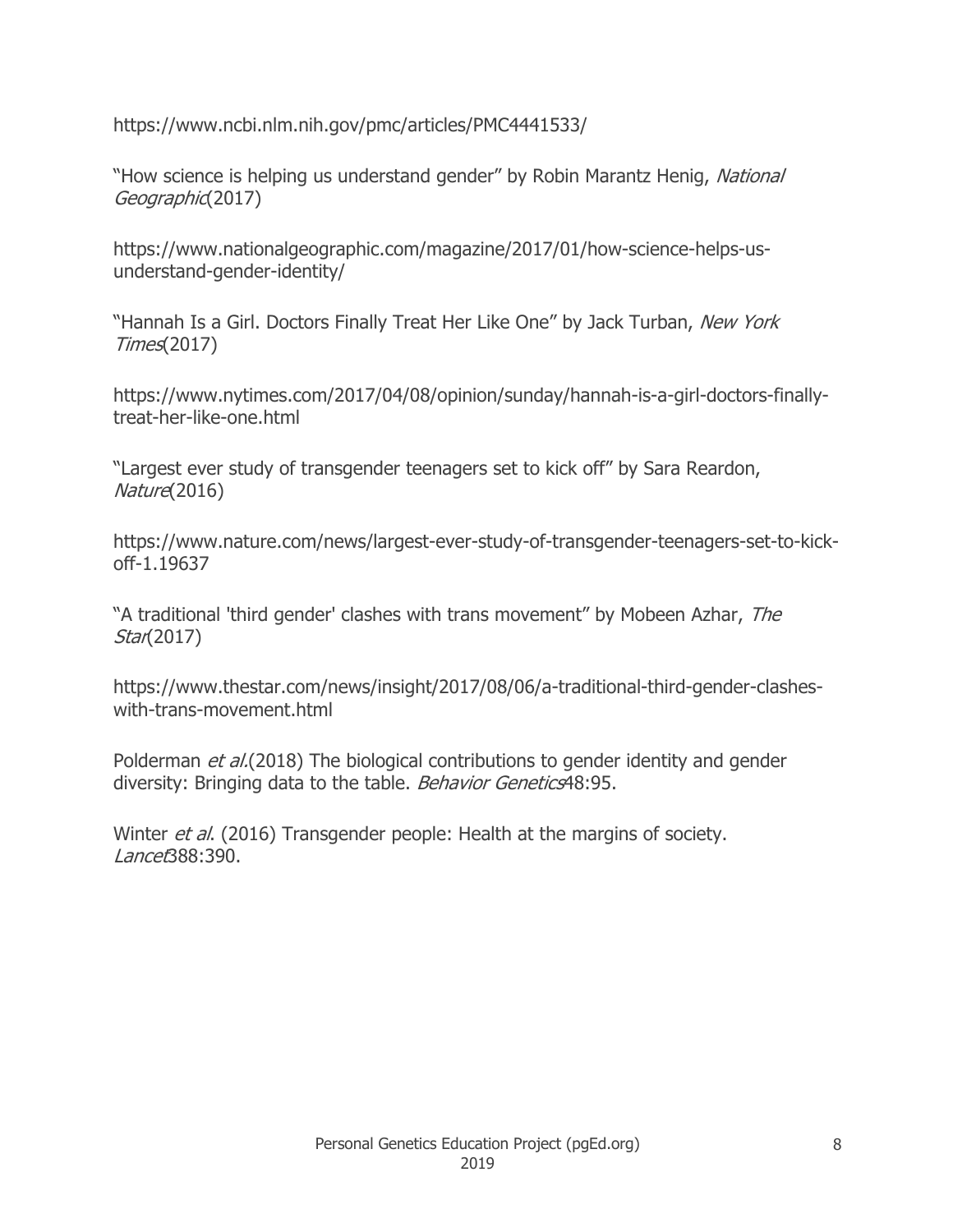https://www.ncbi.nlm.nih.gov/pmc/articles/PMC4441533/

"How science is helping us understand gender" by Robin Marantz Henig, *National Geographic*(2017)

https://www.nationalgeographic.com/magazine/2017/01/how-science-helps-us-understand-gender-identity/

"Hannah Is a Girl. Doctors Finally Treat Her Like One" by Jack Turban, *New York Times*(2017)

https://www.nytimes.com/2017/04/08/opinion/sunday/hannah-is-a-girl-doctors-finally-treat-her-like-one.html

"Largest ever study of transgender teenagers set to kick off" by Sara Reardon, *Nature*(2016)

https://www.nature.com/news/largest-ever-study-of-transgender-teenagers-set-to-kick-off-1.19637

"A traditional 'third gender' clashes with trans movement" by Mobeen Azhar, *The Star*(2017)

https://www.thestar.com/news/insight/2017/08/06/a-traditional-third-gender-clashes-with-trans-movement.html

Polderman *et al.*(2018) The biological contributions to gender identity and gender diversity: Bringing data to the table. *Behavior Genetics*48:95.

Winter *et al*. (2016) Transgender people: Health at the margins of society. *Lancet*388:390.